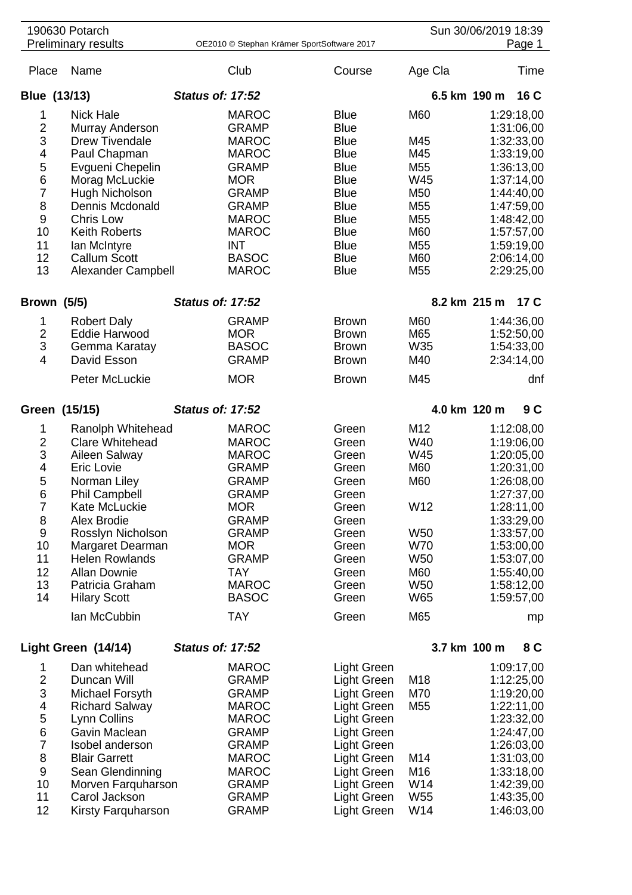190630 Potarch
Preliminary results

OE2010 © Stephan Krämer SportSoftware 2017

Sun 30/06/2019 18:39

| Place | Name | Club | Course | Age Cla | Time |
|---|---|---|---|---|---|
| **Blue (13/13)** | ***Status of: 17:52*** | | | **6.5 km 190 m** | **16 C** |
| 1 | Nick Hale | MAROC | Blue | M60 | 1:29:18,00 |
| 2 | Murray Anderson | GRAMP | Blue | | 1:31:06,00 |
| 3 | Drew Tivendale | MAROC | Blue | M45 | 1:32:33,00 |
| 4 | Paul Chapman | MAROC | Blue | M45 | 1:33:19,00 |
| 5 | Evgueni Chepelin | GRAMP | Blue | M55 | 1:36:13,00 |
| 6 | Morag McLuckie | MOR | Blue | W45 | 1:37:14,00 |
| 7 | Hugh Nicholson | GRAMP | Blue | M50 | 1:44:40,00 |
| 8 | Dennis Mcdonald | GRAMP | Blue | M55 | 1:47:59,00 |
| 9 | Chris Low | MAROC | Blue | M55 | 1:48:42,00 |
| 10 | Keith Roberts | MAROC | Blue | M60 | 1:57:57,00 |
| 11 | Ian McIntyre | INT | Blue | M55 | 1:59:19,00 |
| 12 | Callum Scott | BASOC | Blue | M60 | 2:06:14,00 |
| 13 | Alexander Campbell | MAROC | Blue | M55 | 2:29:25,00 |
| **Brown (5/5)** | ***Status of: 17:52*** | | | **8.2 km 215 m** | **17 C** |
| 1 | Robert Daly | GRAMP | Brown | M60 | 1:44:36,00 |
| 2 | Eddie Harwood | MOR | Brown | M65 | 1:52:50,00 |
| 3 | Gemma Karatay | BASOC | Brown | W35 | 1:54:33,00 |
| 4 | David Esson | GRAMP | Brown | M40 | 2:34:14,00 |
| | Peter McLuckie | MOR | Brown | M45 | dnf |
| **Green (15/15)** | ***Status of: 17:52*** | | | **4.0 km 120 m** | **9 C** |
| 1 | Ranolph Whitehead | MAROC | Green | M12 | 1:12:08,00 |
| 2 | Clare Whitehead | MAROC | Green | W40 | 1:19:06,00 |
| 3 | Aileen Salway | MAROC | Green | W45 | 1:20:05,00 |
| 4 | Eric Lovie | GRAMP | Green | M60 | 1:20:31,00 |
| 5 | Norman Liley | GRAMP | Green | M60 | 1:26:08,00 |
| 6 | Phil Campbell | GRAMP | Green | | 1:27:37,00 |
| 7 | Kate McLuckie | MOR | Green | W12 | 1:28:11,00 |
| 8 | Alex Brodie | GRAMP | Green | | 1:33:29,00 |
| 9 | Rosslyn Nicholson | GRAMP | Green | W50 | 1:33:57,00 |
| 10 | Margaret Dearman | MOR | Green | W70 | 1:53:00,00 |
| 11 | Helen Rowlands | GRAMP | Green | W50 | 1:53:07,00 |
| 12 | Allan Downie | TAY | Green | M60 | 1:55:40,00 |
| 13 | Patricia Graham | MAROC | Green | W50 | 1:58:12,00 |
| 14 | Hilary Scott | BASOC | Green | W65 | 1:59:57,00 |
| | Ian McCubbin | TAY | Green | M65 | mp |
| **Light Green (14/14)** | ***Status of: 17:52*** | | | **3.7 km 100 m** | **8 C** |
| 1 | Dan whitehead | MAROC | Light Green | | 1:09:17,00 |
| 2 | Duncan Will | GRAMP | Light Green | M18 | 1:12:25,00 |
| 3 | Michael Forsyth | GRAMP | Light Green | M70 | 1:19:20,00 |
| 4 | Richard Salway | MAROC | Light Green | M55 | 1:22:11,00 |
| 5 | Lynn Collins | MAROC | Light Green | | 1:23:32,00 |
| 6 | Gavin Maclean | GRAMP | Light Green | | 1:24:47,00 |
| 7 | Isobel anderson | GRAMP | Light Green | | 1:26:03,00 |
| 8 | Blair Garrett | MAROC | Light Green | M14 | 1:31:03,00 |
| 9 | Sean Glendinning | MAROC | Light Green | M16 | 1:33:18,00 |
| 10 | Morven Farquharson | GRAMP | Light Green | W14 | 1:42:39,00 |
| 11 | Carol Jackson | GRAMP | Light Green | W55 | 1:43:35,00 |
| 12 | Kirsty Farquharson | GRAMP | Light Green | W14 | 1:46:03,00 |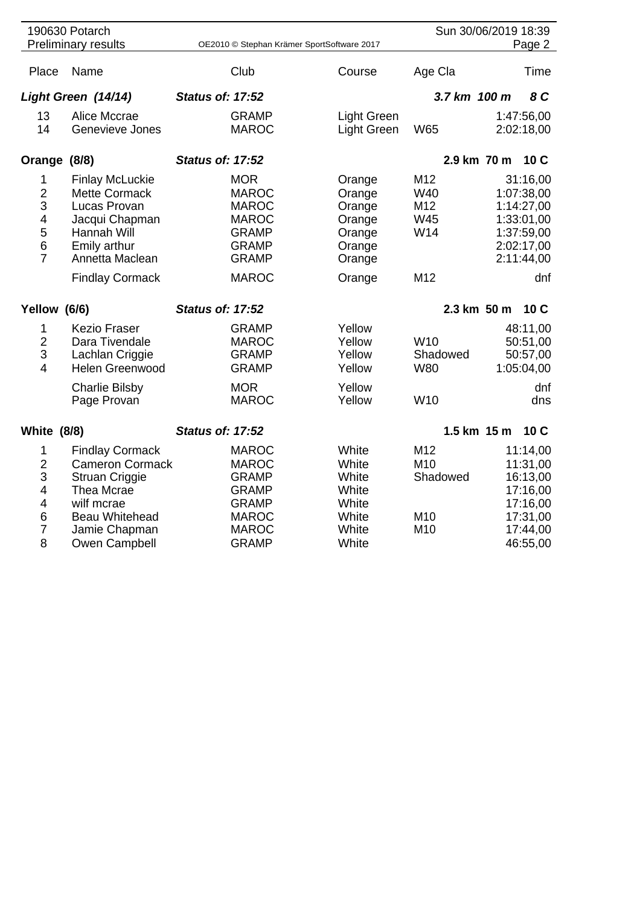| Place | Name | Club | Course | Age Cla | Time |
|---|---|---|---|---|---|
| ***Light Green (14/14)*** | | ***Status of: 17:52*** | | ***3.7 km 100 m*** | ***8 C*** |
| 13 | Alice Mccrae | GRAMP | Light Green | | 1:47:56,00 |
| 14 | Genevieve Jones | MAROC | Light Green | W65 | 2:02:18,00 |
| **Orange (8/8)** | | ***Status of: 17:52*** | | **2.9 km 70 m** | **10 C** |
| 1 | Finlay McLuckie | MOR | Orange | M12 | 31:16,00 |
| 2 | Mette Cormack | MAROC | Orange | W40 | 1:07:38,00 |
| 3 | Lucas Provan | MAROC | Orange | M12 | 1:14:27,00 |
| 4 | Jacqui Chapman | MAROC | Orange | W45 | 1:33:01,00 |
| 5 | Hannah Will | GRAMP | Orange | W14 | 1:37:59,00 |
| 6 | Emily arthur | GRAMP | Orange | | 2:02:17,00 |
| 7 | Annetta Maclean | GRAMP | Orange | | 2:11:44,00 |
| | Findlay Cormack | MAROC | Orange | M12 | dnf |
| **Yellow (6/6)** | | ***Status of: 17:52*** | | **2.3 km 50 m** | **10 C** |
| 1 | Kezio Fraser | GRAMP | Yellow | | 48:11,00 |
| 2 | Dara Tivendale | MAROC | Yellow | W10 | 50:51,00 |
| 3 | Lachlan Criggie | GRAMP | Yellow | Shadowed | 50:57,00 |
| 4 | Helen Greenwood | GRAMP | Yellow | W80 | 1:05:04,00 |
| | Charlie Bilsby | MOR | Yellow | | dnf |
| | Page Provan | MAROC | Yellow | W10 | dns |
| **White (8/8)** | | ***Status of: 17:52*** | | **1.5 km 15 m** | **10 C** |
| 1 | Findlay Cormack | MAROC | White | M12 | 11:14,00 |
| 2 | Cameron Cormack | MAROC | White | M10 | 11:31,00 |
| 3 | Struan Criggie | GRAMP | White | Shadowed | 16:13,00 |
| 4 | Thea Mcrae | GRAMP | White | | 17:16,00 |
| 4 | wilf mcrae | GRAMP | White | | 17:16,00 |
| 6 | Beau Whitehead | MAROC | White | M10 | 17:31,00 |
| 7 | Jamie Chapman | MAROC | White | M10 | 17:44,00 |
| 8 | Owen Campbell | GRAMP | White | | 46:55,00 |